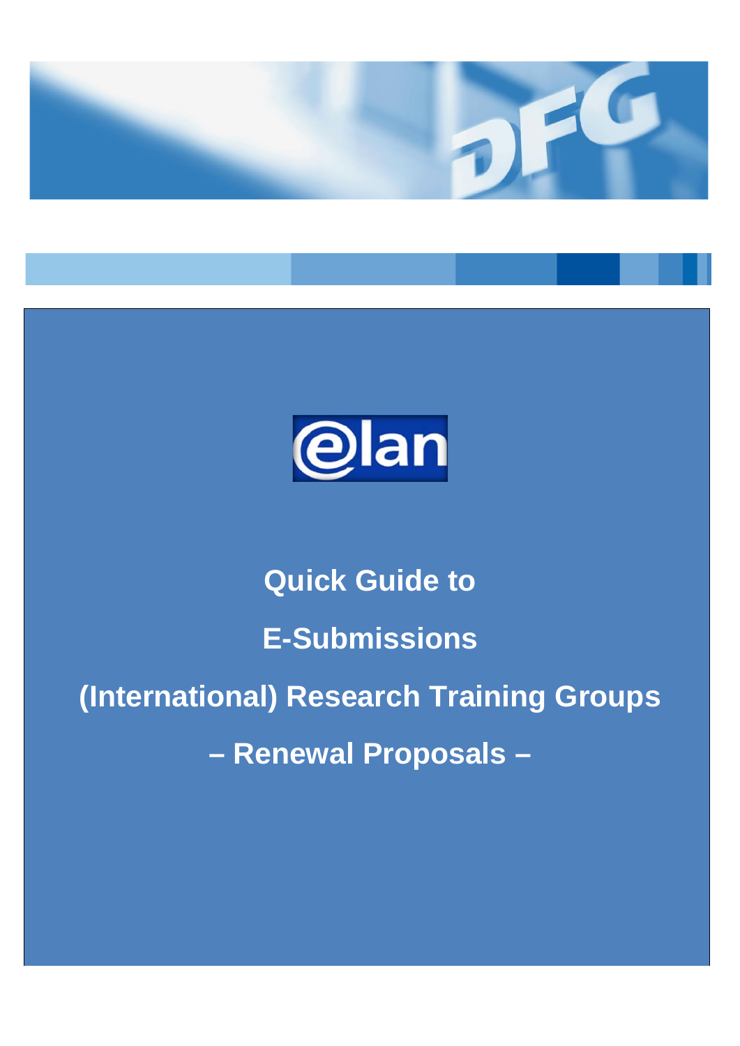# Quick Guide to

# E-Submissions

# (International) Research Training Groups

# – Renewal Proposals –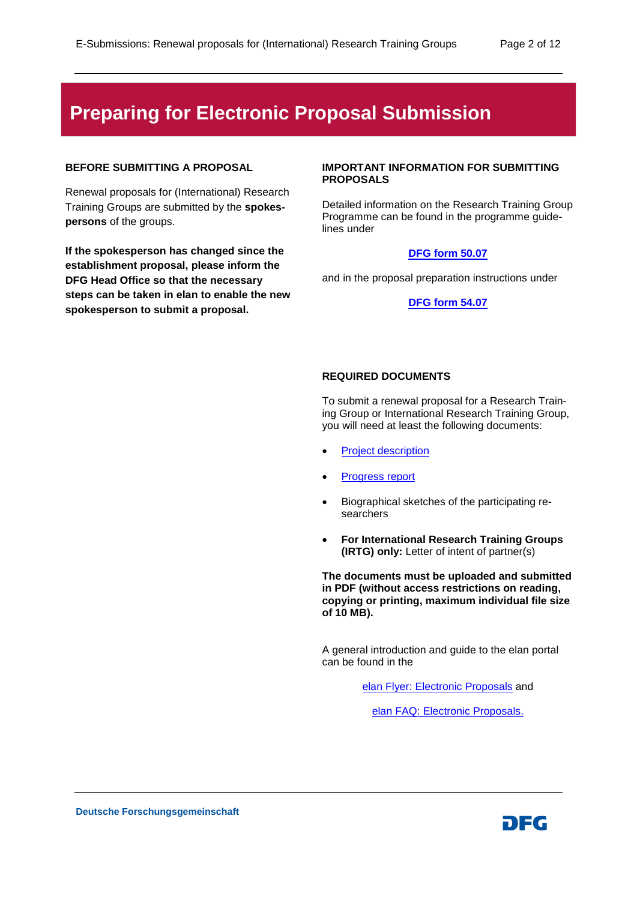# Preparing for Electronic Proposal Submission

## BEFORE SUBMITTING A PROPOSAL

Renewal proposals for (International) Research Training Groups are submitted by the **spokespersons** of the groups.

**If the spokesperson has changed since the establishment proposal, please inform the DFG Head Office so that the necessary steps can be taken in elan to enable the new spokesperson to submit a proposal.**

## IMPORTANT INFORMATION FOR SUBMITTING PROPOSALS

Detailed information on the Research Training Group Programme can be found in the programme guidelines under

**DFG form 50.07**

and in the proposal preparation instructions under

**DFG form 54.07**

## REQUIRED DOCUMENTS

To submit a renewal proposal for a Research Training Group or International Research Training Group, you will need at least the following documents:

- Project description
- Progress report
- Biographical sketches of the participating researchers
- **For International Research Training Groups (IRTG) only:** Letter of intent of partner(s)

**The documents must be uploaded and submitted in PDF (without access restrictions on reading, copying or printing, maximum individual file size of 10 MB).**

A general introduction and guide to the elan portal can be found in the

elan Flyer: Electronic Proposals and

elan FAQ: Electronic Proposals.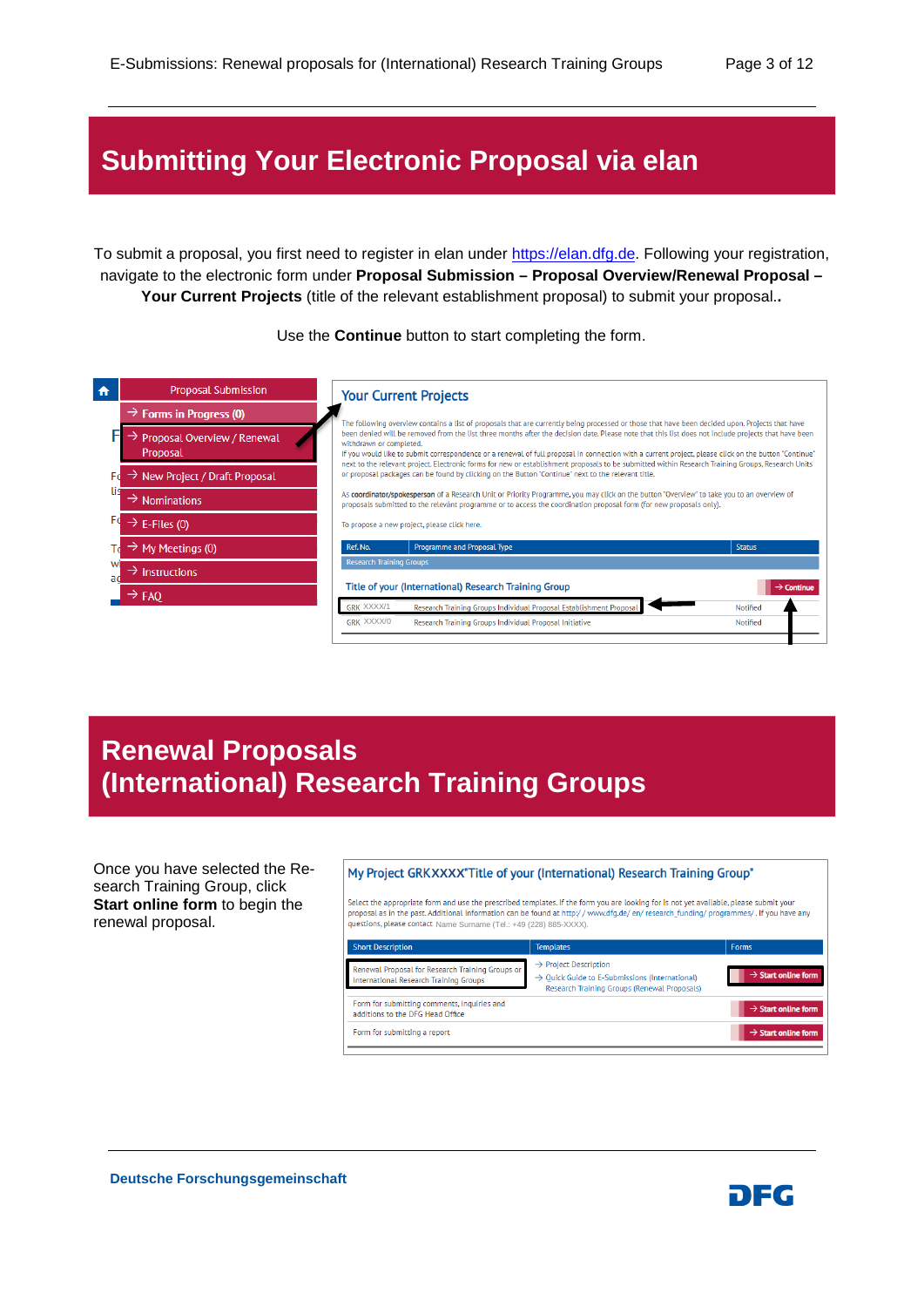# Submitting Your Electronic Proposal via elan

To submit a proposal, you first need to register in elan under https://elan.dfg.de. Following your registration, navigate to the electronic form under **Proposal Submission – Proposal Overview/Renewal Proposal – Your Current Projects** (title of the relevant establishment proposal) to submit your proposal..

Use the **Continue** button to start completing the form.

# Renewal Proposals (International) Research Training Groups

Once you have selected the Research Training Group, click **Start online form** to begin the renewal proposal.

**Deutsche Forschungsgemeinschaft**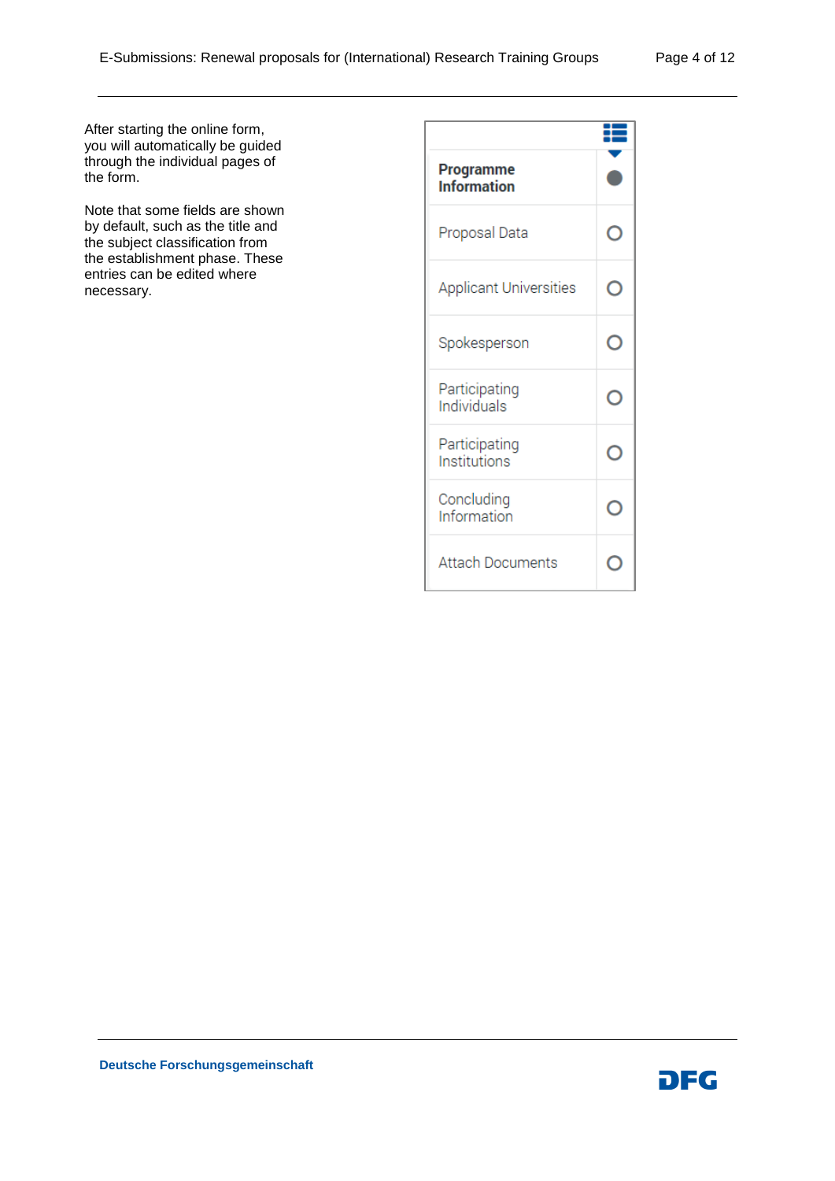After starting the online form, you will automatically be guided through the individual pages of the form.

Note that some fields are shown by default, such as the title and the subject classification from the establishment phase. These entries can be edited where necessary.

- **Programme Information**
- Proposal Data
- Applicant Universities
- Spokesperson
- Participating Individuals
- Participating Institutions
- Concluding Information
- Attach Documents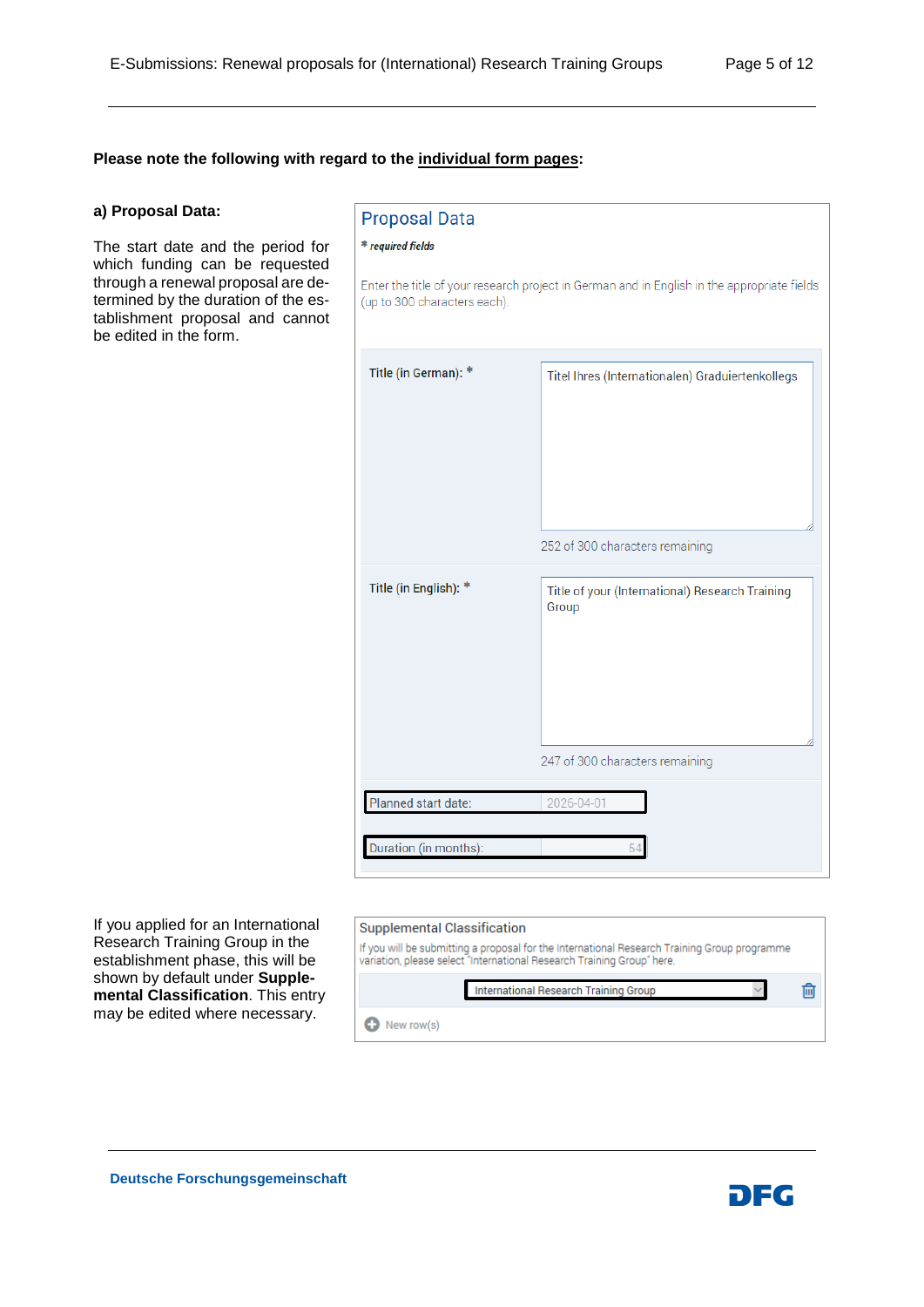**Please note the following with regard to the individual form pages:**

**a) Proposal Data:**

The start date and the period for which funding can be requested through a renewal proposal are determined by the duration of the establishment proposal and cannot be edited in the form.

Proposal Data

*\* required fields*

Enter the title of your research project in German and in English in the appropriate fields (up to 300 characters each).

| Field | Value |
| --- | --- |
| Title (in German): * | Titel Ihres (Internationalen) Graduiertenkollegs<br>252 of 300 characters remaining |
| Title (in English): * | Title of your (International) Research Training Group<br>247 of 300 characters remaining |
| Planned start date: | 2026-04-01 |
| Duration (in months): | 54 |

If you applied for an International Research Training Group in the establishment phase, this will be shown by default under **Supplemental Classification**. This entry may be edited where necessary.

Supplemental Classification

If you will be submitting a proposal for the International Research Training Group programme variation, please select "International Research Training Group" here.

International Research Training Group

New row(s)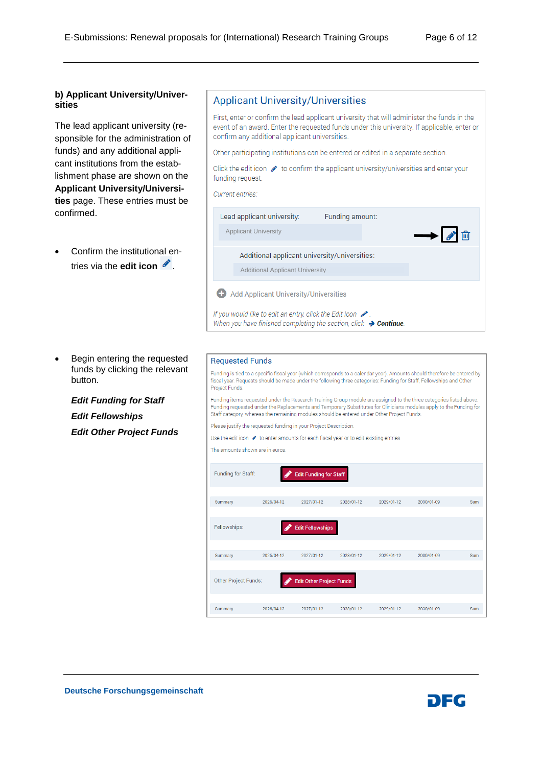### b) Applicant University/Universities

The lead applicant university (responsible for the administration of funds) and any additional applicant institutions from the establishment phase are shown on the **Applicant University/Universities** page. These entries must be confirmed.

- Confirm the institutional entries via the **edit icon** .

**Applicant University/Universities**

First, enter or confirm the lead applicant university that will administer the funds in the event of an award. Enter the requested funds under this university. If applicable, enter or confirm any additional applicant universities.

Other participating institutions can be entered or edited in a separate section.

Click the edit icon to confirm the applicant university/universities and enter your funding request.

*Current entries:*

| Lead applicant university: | Funding amount: |
|---|---|
| Applicant University | |

Additional applicant university/universities:

Additional Applicant University

Add Applicant University/Universities

*If you would like to edit an entry, click the Edit icon .*
*When you have finished completing the section, click* **Continue**.

- Begin entering the requested funds by clicking the relevant button.

  ***Edit Funding for Staff***

  ***Edit Fellowships***

  ***Edit Other Project Funds***

**Requested Funds**

Funding is tied to a specific fiscal year (which corresponds to a calendar year). Amounts should therefore be entered by fiscal year. Requests should be made under the following three categories: Funding for Staff, Fellowships and Other Project Funds.

Funding items requested under the Research Training Group module are assigned to the three categories listed above. Funding requested under the Replacements and Temporary Substitutes for Clinicians modules apply to the Funding for Staff category, whereas the remaining modules should be entered under Other Project Funds.

Please justify the requested funding in your Project Description.

Use the edit icon to enter amounts for each fiscal year or to edit existing entries.

The amounts shown are in euros.

Funding for Staff: Edit Funding for Staff

| Summary | 2026/04-12 | 2027/01-12 | 2028/01-12 | 2029/01-12 | 2030/01-09 | Sum |
|---|---|---|---|---|---|---|

Fellowships: Edit Fellowships

| Summary | 2026/04-12 | 2027/01-12 | 2028/01-12 | 2029/01-12 | 2030/01-09 | Sum |
|---|---|---|---|---|---|---|

Other Project Funds: Edit Other Project Funds

| Summary | 2026/04-12 | 2027/01-12 | 2028/01-12 | 2029/01-12 | 2030/01-09 | Sum |
|---|---|---|---|---|---|---|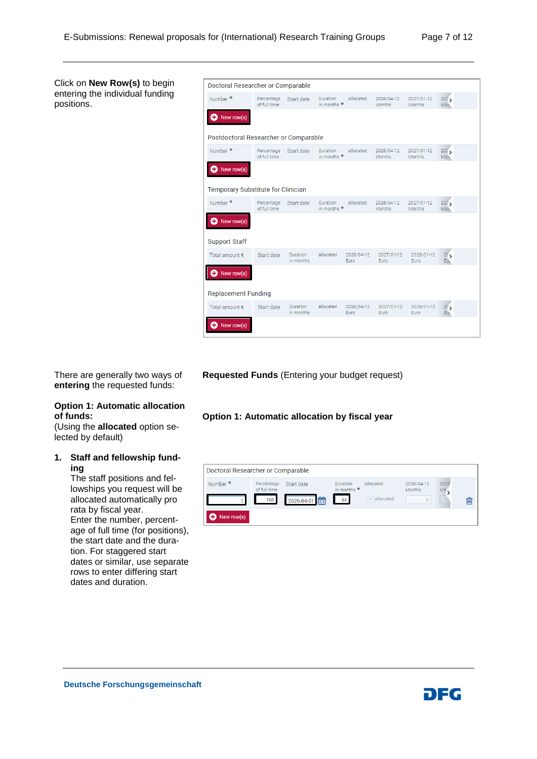Click on **New Row(s)** to begin entering the individual funding positions.

Doctoral Researcher or Comparable

| Number * | Percentage of full time | Start date | Duration in months * | allocated | 2026/04-12 Months | 2027/01-12 Months | 202 Mon |
|---|---|---|---|---|---|---|---|

New row(s)

Postdoctoral Researcher or Comparable

| Number * | Percentage of full time | Start date | Duration in months * | allocated | 2026/04-12 Months | 2027/01-12 Months | 202 Mon |
|---|---|---|---|---|---|---|---|

New row(s)

Temporary Substitute for Clinician

| Number * | Percentage of full time | Start date | Duration in months * | allocated | 2026/04-12 Months | 2027/01-12 Months | 202 Mon |
|---|---|---|---|---|---|---|---|

New row(s)

Support Staff

| Total amount € | Start date | Duration in months | allocated | 2026/04-12 Euro | 2027/01-12 Euro | 2028/01-12 Euro | 20 Eu |
|---|---|---|---|---|---|---|---|

New row(s)

Replacement Funding

| Total amount € | Start date | Duration in months | allocated | 2026/04-12 Euro | 2027/01-12 Euro | 2028/01-12 Euro | 20 Eu |
|---|---|---|---|---|---|---|---|

New row(s)

There are generally two ways of **entering** the requested funds:

**Requested Funds** (Entering your budget request)

**Option 1: Automatic allocation of funds:**
(Using the **allocated** option selected by default)

**Option 1: Automatic allocation by fiscal year**

1. **Staff and fellowship funding**
   The staff positions and fellowships you request will be allocated automatically pro rata by fiscal year.
   Enter the number, percentage of full time (for positions), the start date and the duration. For staggered start dates or similar, use separate rows to enter differing start dates and duration.

Doctoral Researcher or Comparable

| Number * | Percentage of full time | Start date | Duration in months * | allocated | 2026/04-12 Months | 2027 Mo |
|---|---|---|---|---|---|---|
| 1 | 100 | 2026-04-01 | 54 | allocated | 9 | |

New row(s)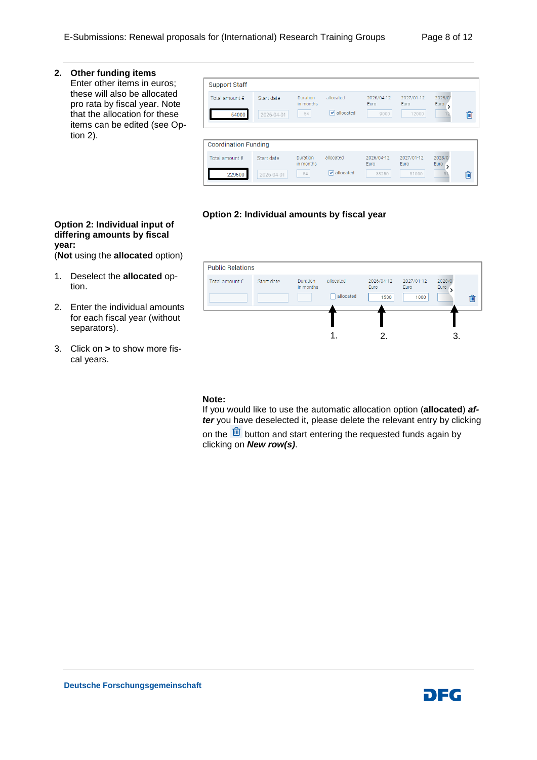**2. Other funding items**

Enter other items in euros; these will also be allocated pro rata by fiscal year. Note that the allocation for these items can be edited (see Option 2).

Support Staff

| Total amount € | Start date | Duration in months | allocated | 2026/04-12 Euro | 2027/01-12 Euro | 2028/0 Euro |
|---|---|---|---|---|---|---|
| 54000 | 2026-04-01 | 54 | ☑ allocated | 9000 | 12000 | 12 |

Coordination Funding

| Total amount € | Start date | Duration in months | allocated | 2026/04-12 Euro | 2027/01-12 Euro | 2028/0 Euro |
|---|---|---|---|---|---|---|
| 229500 | 2026-04-01 | 54 | ☑ allocated | 38250 | 51000 | 51 |

**Option 2: Individual amounts by fiscal year**

**Option 2: Individual input of differing amounts by fiscal year:**
(**Not** using the **allocated** option)

1. Deselect the **allocated** option.
2. Enter the individual amounts for each fiscal year (without separators).
3. Click on **>** to show more fiscal years.

Public Relations

| Total amount € | Start date | Duration in months | allocated | 2026/04-12 Euro | 2027/01-12 Euro | 2028/0 Euro |
|---|---|---|---|---|---|---|
| | | | ☐ allocated | 1500 | 1000 | |

1. 2. 3.

**Note:**
If you would like to use the automatic allocation option (**allocated**) ***after*** you have deselected it, please delete the relevant entry by clicking on the 🗑 button and start entering the requested funds again by clicking on ***New row(s)***.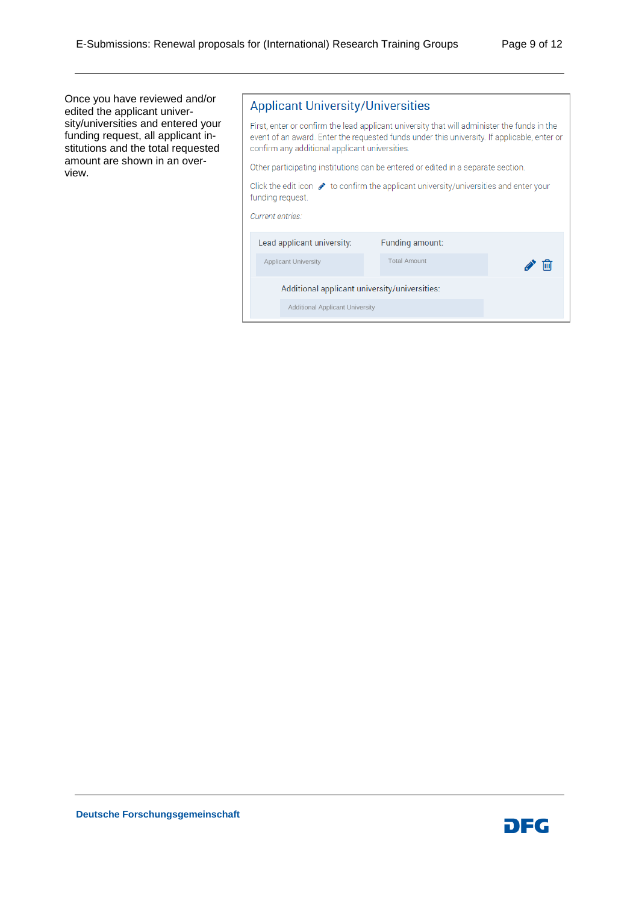Once you have reviewed and/or edited the applicant university/universities and entered your funding request, all applicant institutions and the total requested amount are shown in an overview.

## Applicant University/Universities

First, enter or confirm the lead applicant university that will administer the funds in the event of an award. Enter the requested funds under this university. If applicable, enter or confirm any additional applicant universities.

Other participating institutions can be entered or edited in a separate section.

Click the edit icon to confirm the applicant university/universities and enter your funding request.

*Current entries:*

| Lead applicant university: | Funding amount: |
|---|---|
| Applicant University | Total Amount |

Additional applicant university/universities:

Additional Applicant University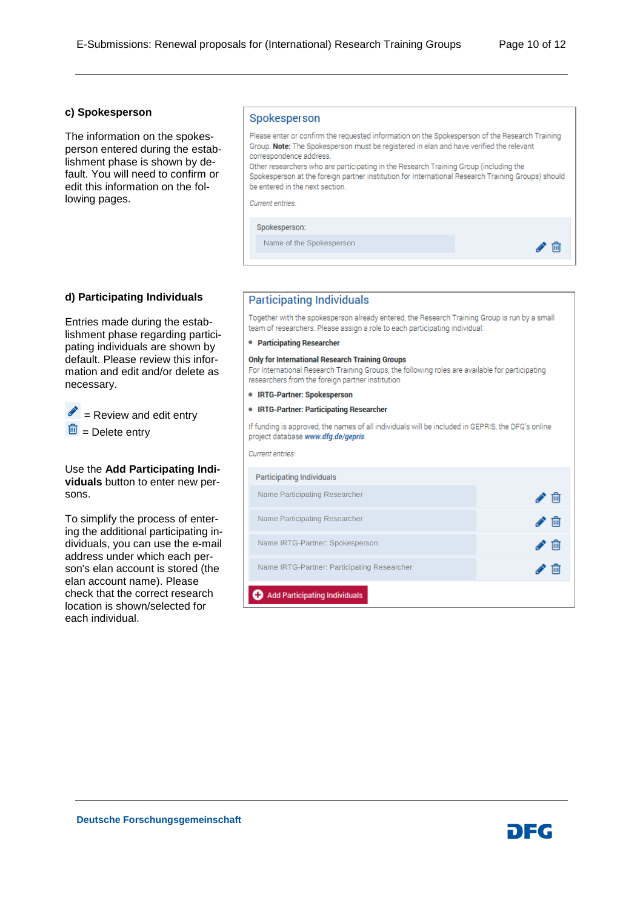### c) Spokesperson

The information on the spokesperson entered during the establishment phase is shown by default. You will need to confirm or edit this information on the following pages.

**Spokesperson**

Please enter or confirm the requested information on the Spokesperson of the Research Training Group. **Note:** The Spokesperson must be registered in elan and have verified the relevant correspondence address.
Other researchers who are participating in the Research Training Group (including the Spokesperson at the foreign partner institution for International Research Training Groups) should be entered in the next section.

*Current entries:*

Spokesperson:

Name of the Spokesperson

### d) Participating Individuals

Entries made during the establishment phase regarding participating individuals are shown by default. Please review this information and edit and/or delete as necessary.

✎ = Review and edit entry
🗑 = Delete entry

Use the **Add Participating Individuals** button to enter new persons.

To simplify the process of entering the additional participating individuals, you can use the e-mail address under which each person's elan account is stored (the elan account name). Please check that the correct research location is shown/selected for each individual.

**Participating Individuals**

Together with the spokesperson already entered, the Research Training Group is run by a small team of researchers. Please assign a role to each participating individual:

- **Participating Researcher**

**Only for International Research Training Groups**
For International Research Training Groups, the following roles are available for participating researchers from the foreign partner institution

- **IRTG-Partner: Spokesperson**
- **IRTG-Partner: Participating Researcher**

If funding is approved, the names of all individuals will be included in GEPRIS, the DFG's online project database *www.dfg.de/gepris*.

*Current entries:*

Participating Individuals

- Name Participating Researcher
- Name Participating Researcher
- Name IRTG-Partner: Spokesperson
- Name IRTG-Partner: Participating Researcher

Add Participating Individuals

Deutsche Forschungsgemeinschaft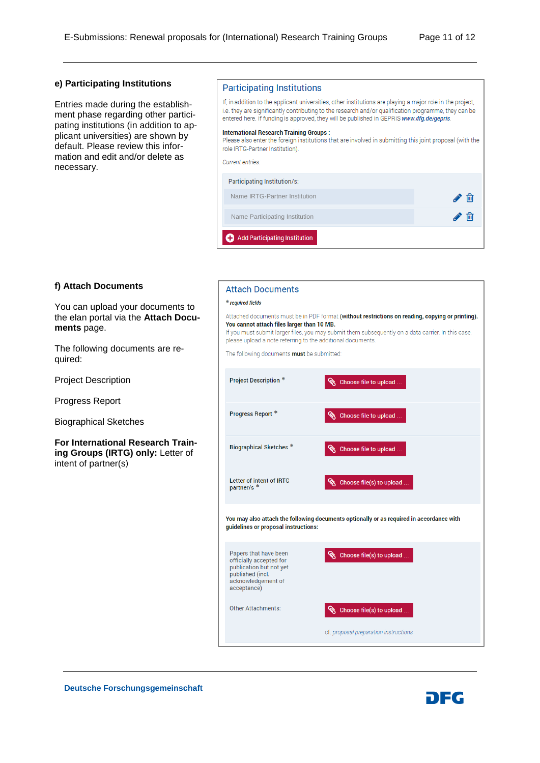## e) Participating Institutions

Entries made during the establishment phase regarding other participating institutions (in addition to applicant universities) are shown by default. Please review this information and edit and/or delete as necessary.

### Participating Institutions

If, in addition to the applicant universities, other institutions are playing a major role in the project, i.e. they are significantly contributing to the research and/or qualification programme, they can be entered here. If funding is approved, they will be published in GEPRIS ***www.dfg.de/gepris***.

**International Research Training Groups :**
Please also enter the foreign institutions that are involved in submitting this joint proposal (with the role IRTG-Partner Institution).

*Current entries:*

Participating Institution/s:

- Name IRTG-Partner Institution
- Name Participating Institution

Add Participating Institution

## f) Attach Documents

You can upload your documents to the elan portal via the **Attach Documents** page.

The following documents are required:

Project Description

Progress Report

Biographical Sketches

**For International Research Training Groups (IRTG) only:** Letter of intent of partner(s)

### Attach Documents

*** *required fields***

Attached documents must be in PDF format **(without restrictions on reading, copying or printing). You cannot attach files larger than 10 MB.**
If you must submit larger files, you may submit them subsequently on a data carrier. In this case, please upload a note referring to the additional documents.

The following documents **must** be submitted:

| | |
|---|---|
| Project Description * | Choose file to upload ... |
| Progress Report * | Choose file to upload ... |
| Biographical Sketches * | Choose file to upload ... |
| Letter of intent of IRTG partner/s * | Choose file(s) to upload ... |

**You may also attach the following documents optionally or as required in accordance with guidelines or proposal instructions:**

| | |
|---|---|
| Papers that have been officially accepted for publication but not yet published (incl. acknowledgement of acceptance) | Choose file(s) to upload ... |
| Other Attachments: | Choose file(s) to upload ... |
| | cf. *proposal preparation instructions* |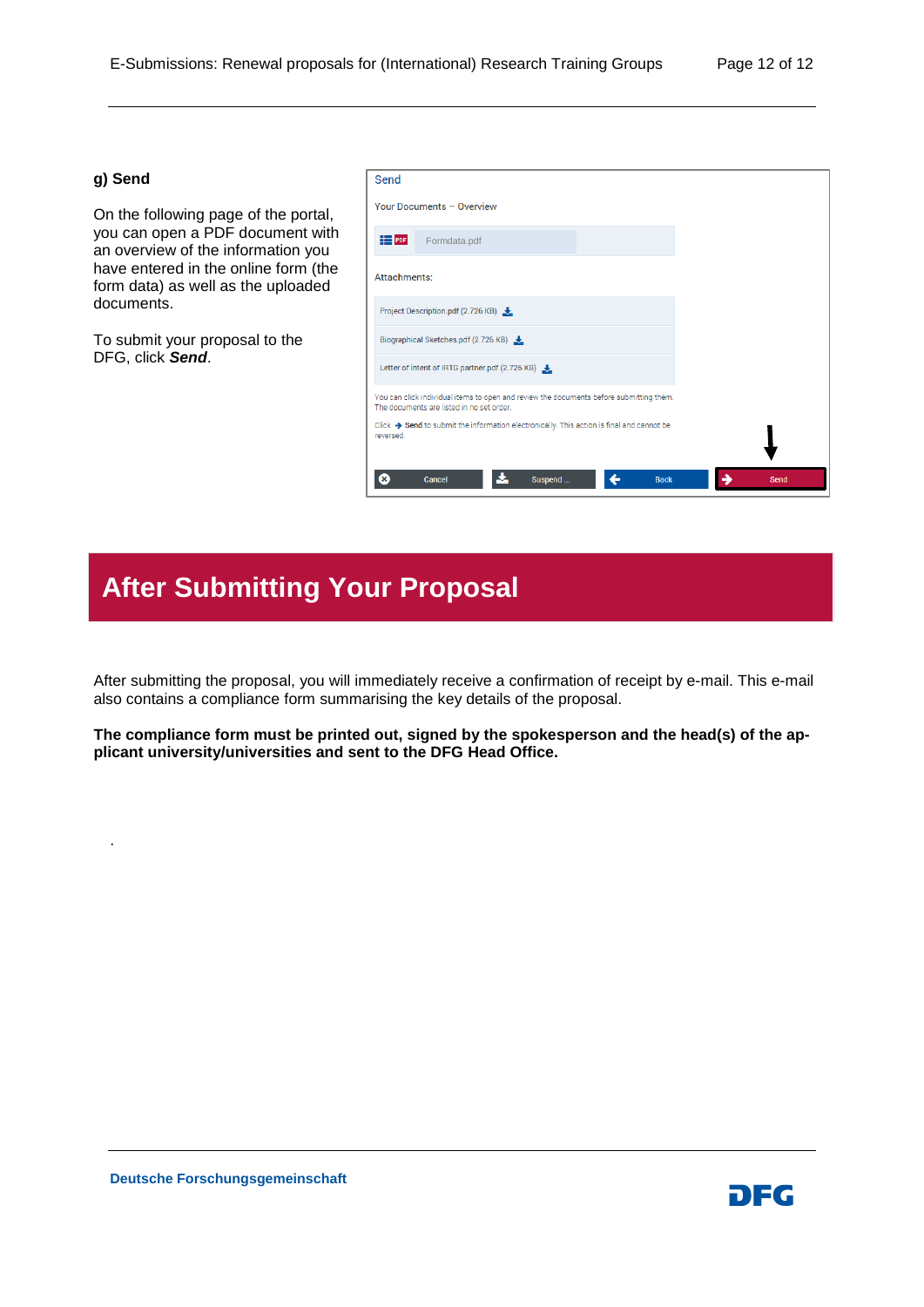### g) Send

On the following page of the portal, you can open a PDF document with an overview of the information you have entered in the online form (the form data) as well as the uploaded documents.

To submit your proposal to the DFG, click ***Send***.

Send

Your Documents – Overview

Formdata.pdf

Attachments:

Project Description.pdf (2.726 KB)

Biographical Sketches.pdf (2.726 KB)

Letter of intent of IRTG partner.pdf (2.726 KB)

You can click individual items to open and review the documents before submitting them. The documents are listed in no set order.

Click Send to submit the information electronically. This action is final and cannot be reversed.

Cancel | Suspend ... | Back | Send

# After Submitting Your Proposal

After submitting the proposal, you will immediately receive a confirmation of receipt by e-mail. This e-mail also contains a compliance form summarising the key details of the proposal.

**The compliance form must be printed out, signed by the spokesperson and the head(s) of the applicant university/universities and sent to the DFG Head Office.**

.